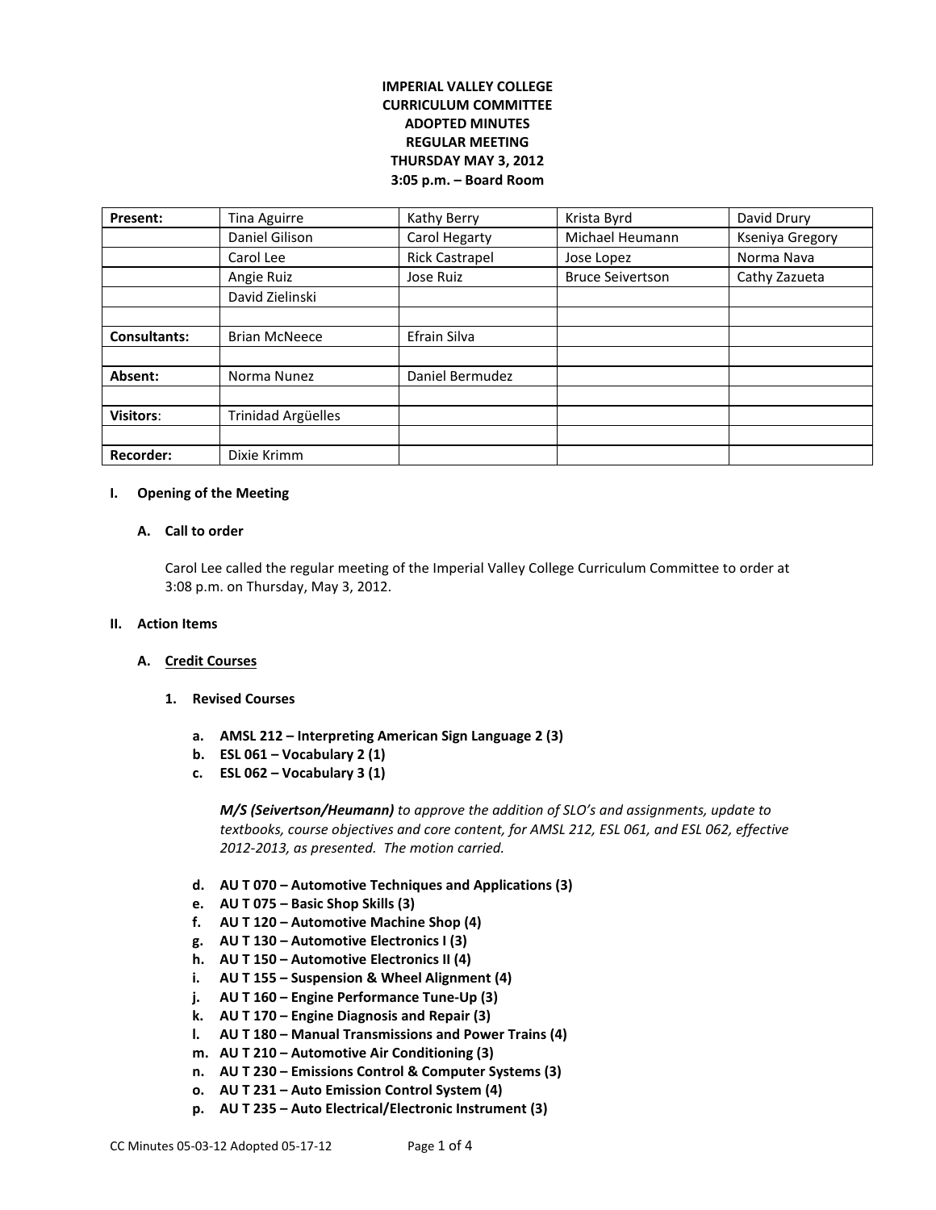**IMPERIAL VALLEY COLLEGE**
**CURRICULUM COMMITTEE**
**ADOPTED MINUTES**
**REGULAR MEETING**
**THURSDAY MAY 3, 2012**
**3:05 p.m. – Board Room**

| **Present:** | Tina Aguirre | Kathy Berry | Krista Byrd | David Drury |
|---|---|---|---|---|
| | Daniel Gilison | Carol Hegarty | Michael Heumann | Kseniya Gregory |
| | Carol Lee | Rick Castrapel | Jose Lopez | Norma Nava |
| | Angie Ruiz | Jose Ruiz | Bruce Seivertson | Cathy Zazueta |
| | David Zielinski | | | |
| | | | | |
| **Consultants:** | Brian McNeece | Efrain Silva | | |
| | | | | |
| **Absent:** | Norma Nunez | Daniel Bermudez | | |
| | | | | |
| **Visitors**: | Trinidad Argüelles | | | |
| | | | | |
| **Recorder:** | Dixie Krimm | | | |

## I. Opening of the Meeting

### A. Call to order

Carol Lee called the regular meeting of the Imperial Valley College Curriculum Committee to order at 3:08 p.m. on Thursday, May 3, 2012.

## II. Action Items

### A. Credit Courses

#### 1. Revised Courses

- **a. AMSL 212 – Interpreting American Sign Language 2 (3)**
- **b. ESL 061 – Vocabulary 2 (1)**
- **c. ESL 062 – Vocabulary 3 (1)**

***M/S (Seivertson/Heumann)*** *to approve the addition of SLO's and assignments, update to textbooks, course objectives and core content, for AMSL 212, ESL 061, and ESL 062, effective 2012-2013, as presented. The motion carried.*

- **d. AU T 070 – Automotive Techniques and Applications (3)**
- **e. AU T 075 – Basic Shop Skills (3)**
- **f. AU T 120 – Automotive Machine Shop (4)**
- **g. AU T 130 – Automotive Electronics I (3)**
- **h. AU T 150 – Automotive Electronics II (4)**
- **i. AU T 155 – Suspension & Wheel Alignment (4)**
- **j. AU T 160 – Engine Performance Tune-Up (3)**
- **k. AU T 170 – Engine Diagnosis and Repair (3)**
- **l. AU T 180 – Manual Transmissions and Power Trains (4)**
- **m. AU T 210 – Automotive Air Conditioning (3)**
- **n. AU T 230 – Emissions Control & Computer Systems (3)**
- **o. AU T 231 – Auto Emission Control System (4)**
- **p. AU T 235 – Auto Electrical/Electronic Instrument (3)**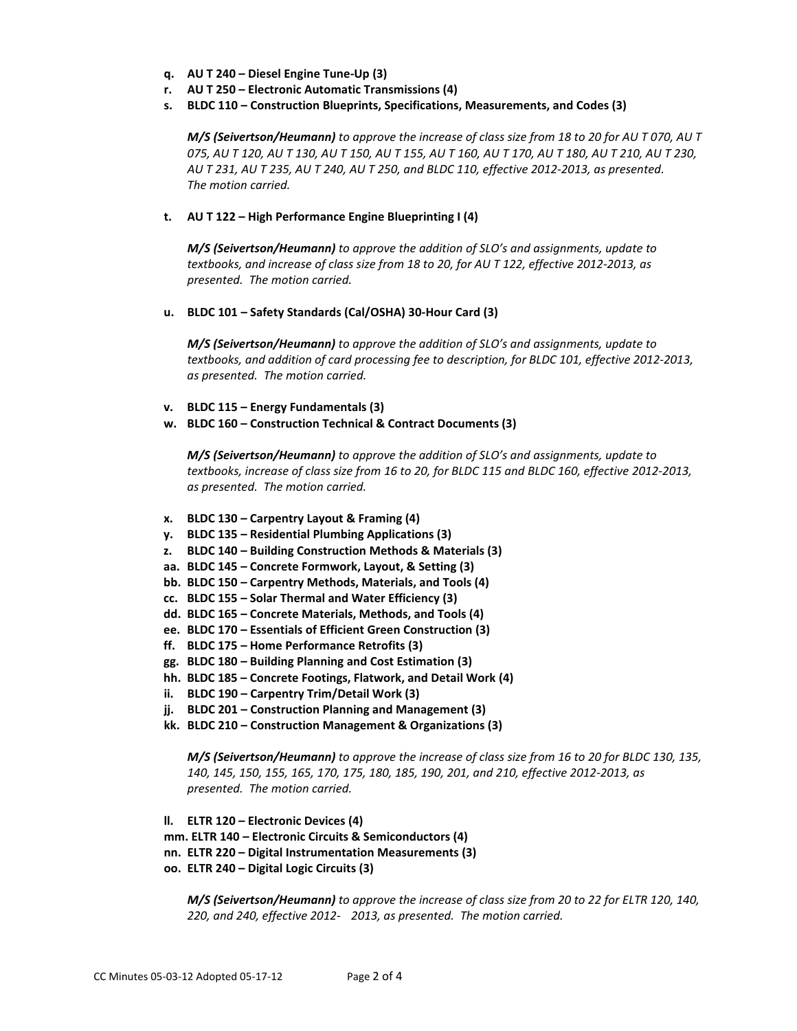q. **AU T 240 – Diesel Engine Tune-Up (3)**
r. **AU T 250 – Electronic Automatic Transmissions (4)**
s. **BLDC 110 – Construction Blueprints, Specifications, Measurements, and Codes (3)**

   ***M/S (Seivertson/Heumann)*** *to approve the increase of class size from 18 to 20 for AU T 070, AU T 075, AU T 120, AU T 130, AU T 150, AU T 155, AU T 160, AU T 170, AU T 180, AU T 210, AU T 230, AU T 231, AU T 235, AU T 240, AU T 250, and BLDC 110, effective 2012-2013, as presented. The motion carried.*

t. **AU T 122 – High Performance Engine Blueprinting I (4)**

   ***M/S (Seivertson/Heumann)*** *to approve the addition of SLO's and assignments, update to textbooks, and increase of class size from 18 to 20, for AU T 122, effective 2012-2013, as presented. The motion carried.*

u. **BLDC 101 – Safety Standards (Cal/OSHA) 30-Hour Card (3)**

   ***M/S (Seivertson/Heumann)*** *to approve the addition of SLO's and assignments, update to textbooks, and addition of card processing fee to description, for BLDC 101, effective 2012-2013, as presented. The motion carried.*

v. **BLDC 115 – Energy Fundamentals (3)**
w. **BLDC 160 – Construction Technical & Contract Documents (3)**

   ***M/S (Seivertson/Heumann)*** *to approve the addition of SLO's and assignments, update to textbooks, increase of class size from 16 to 20, for BLDC 115 and BLDC 160, effective 2012-2013, as presented. The motion carried.*

x. **BLDC 130 – Carpentry Layout & Framing (4)**
y. **BLDC 135 – Residential Plumbing Applications (3)**
z. **BLDC 140 – Building Construction Methods & Materials (3)**
aa. **BLDC 145 – Concrete Formwork, Layout, & Setting (3)**
bb. **BLDC 150 – Carpentry Methods, Materials, and Tools (4)**
cc. **BLDC 155 – Solar Thermal and Water Efficiency (3)**
dd. **BLDC 165 – Concrete Materials, Methods, and Tools (4)**
ee. **BLDC 170 – Essentials of Efficient Green Construction (3)**
ff. **BLDC 175 – Home Performance Retrofits (3)**
gg. **BLDC 180 – Building Planning and Cost Estimation (3)**
hh. **BLDC 185 – Concrete Footings, Flatwork, and Detail Work (4)**
ii. **BLDC 190 – Carpentry Trim/Detail Work (3)**
jj. **BLDC 201 – Construction Planning and Management (3)**
kk. **BLDC 210 – Construction Management & Organizations (3)**

   ***M/S (Seivertson/Heumann)*** *to approve the increase of class size from 16 to 20 for BLDC 130, 135, 140, 145, 150, 155, 165, 170, 175, 180, 185, 190, 201, and 210, effective 2012-2013, as presented. The motion carried.*

ll. **ELTR 120 – Electronic Devices (4)**
mm. **ELTR 140 – Electronic Circuits & Semiconductors (4)**
nn. **ELTR 220 – Digital Instrumentation Measurements (3)**
oo. **ELTR 240 – Digital Logic Circuits (3)**

   ***M/S (Seivertson/Heumann)*** *to approve the increase of class size from 20 to 22 for ELTR 120, 140, 220, and 240, effective 2012- 2013, as presented. The motion carried.*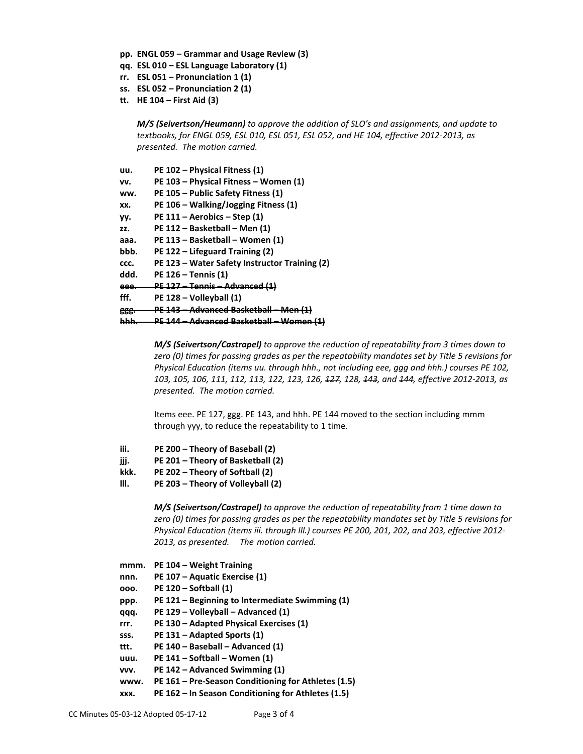**pp. ENGL 059 – Grammar and Usage Review (3)**
**qq. ESL 010 – ESL Language Laboratory (1)**
**rr. ESL 051 – Pronunciation 1 (1)**
**ss. ESL 052 – Pronunciation 2 (1)**
**tt. HE 104 – First Aid (3)**

***M/S (Seivertson/Heumann)*** *to approve the addition of SLO's and assignments, and update to textbooks, for ENGL 059, ESL 010, ESL 051, ESL 052, and HE 104, effective 2012-2013, as presented. The motion carried.*

**uu. PE 102 – Physical Fitness (1)**
**vv. PE 103 – Physical Fitness – Women (1)**
**ww. PE 105 – Public Safety Fitness (1)**
**xx. PE 106 – Walking/Jogging Fitness (1)**
**yy. PE 111 – Aerobics – Step (1)**
**zz. PE 112 – Basketball – Men (1)**
**aaa. PE 113 – Basketball – Women (1)**
**bbb. PE 122 – Lifeguard Training (2)**
**ccc. PE 123 – Water Safety Instructor Training (2)**
**ddd. PE 126 – Tennis (1)**
~~**eee. PE 127 – Tennis – Advanced (1)**~~
**fff. PE 128 – Volleyball (1)**
~~**ggg. PE 143 – Advanced Basketball – Men (1)**~~
~~**hhh. PE 144 – Advanced Basketball – Women (1)**~~

***M/S (Seivertson/Castrapel)*** *to approve the reduction of repeatability from 3 times down to zero (0) times for passing grades as per the repeatability mandates set by Title 5 revisions for Physical Education (items uu. through hhh., not including eee, ggg and hhh.) courses PE 102, 103, 105, 106, 111, 112, 113, 122, 123, 126, ~~127~~, 128, ~~143~~, and ~~144~~, effective 2012-2013, as presented. The motion carried.*

Items eee. PE 127, ggg. PE 143, and hhh. PE 144 moved to the section including mmm through yyy, to reduce the repeatability to 1 time.

**iii. PE 200 – Theory of Baseball (2)**
**jjj. PE 201 – Theory of Basketball (2)**
**kkk. PE 202 – Theory of Softball (2)**
**lll. PE 203 – Theory of Volleyball (2)**

***M/S (Seivertson/Castrapel)*** *to approve the reduction of repeatability from 1 time down to zero (0) times for passing grades as per the repeatability mandates set by Title 5 revisions for Physical Education (items iii. through lll.) courses PE 200, 201, 202, and 203, effective 2012-2013, as presented. The motion carried.*

**mmm. PE 104 – Weight Training**
**nnn. PE 107 – Aquatic Exercise (1)**
**ooo. PE 120 – Softball (1)**
**ppp. PE 121 – Beginning to Intermediate Swimming (1)**
**qqq. PE 129 – Volleyball – Advanced (1)**
**rrr. PE 130 – Adapted Physical Exercises (1)**
**sss. PE 131 – Adapted Sports (1)**
**ttt. PE 140 – Baseball – Advanced (1)**
**uuu. PE 141 – Softball – Women (1)**
**vvv. PE 142 – Advanced Swimming (1)**
**www. PE 161 – Pre-Season Conditioning for Athletes (1.5)**
**xxx. PE 162 – In Season Conditioning for Athletes (1.5)**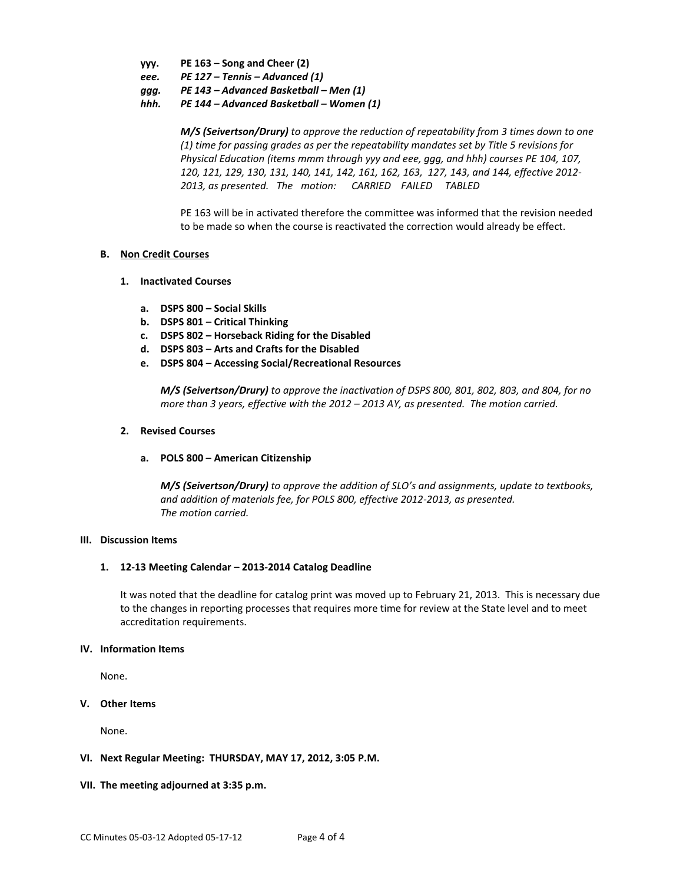- **yyy. PE 163 – Song and Cheer (2)**
- ***eee. PE 127 – Tennis – Advanced (1)***
- ***ggg. PE 143 – Advanced Basketball – Men (1)***
- ***hhh. PE 144 – Advanced Basketball – Women (1)***

***M/S (Seivertson/Drury)*** *to approve the reduction of repeatability from 3 times down to one (1) time for passing grades as per the repeatability mandates set by Title 5 revisions for Physical Education (items mmm through yyy and eee, ggg, and hhh) courses PE 104, 107, 120, 121, 129, 130, 131, 140, 141, 142, 161, 162, 163, 127, 143, and 144, effective 2012-2013, as presented. The motion: CARRIED FAILED TABLED*

PE 163 will be in activated therefore the committee was informed that the revision needed to be made so when the course is reactivated the correction would already be effect.

### B. Non Credit Courses

#### 1. Inactivated Courses

- **a. DSPS 800 – Social Skills**
- **b. DSPS 801 – Critical Thinking**
- **c. DSPS 802 – Horseback Riding for the Disabled**
- **d. DSPS 803 – Arts and Crafts for the Disabled**
- **e. DSPS 804 – Accessing Social/Recreational Resources**

***M/S (Seivertson/Drury)*** *to approve the inactivation of DSPS 800, 801, 802, 803, and 804, for no more than 3 years, effective with the 2012 – 2013 AY, as presented. The motion carried.*

#### 2. Revised Courses

- **a. POLS 800 – American Citizenship**

***M/S (Seivertson/Drury)*** *to approve the addition of SLO's and assignments, update to textbooks, and addition of materials fee, for POLS 800, effective 2012-2013, as presented.*
*The motion carried.*

## III. Discussion Items

### 1. 12-13 Meeting Calendar – 2013-2014 Catalog Deadline

It was noted that the deadline for catalog print was moved up to February 21, 2013. This is necessary due to the changes in reporting processes that requires more time for review at the State level and to meet accreditation requirements.

## IV. Information Items

None.

## V. Other Items

None.

## VI. Next Regular Meeting: THURSDAY, MAY 17, 2012, 3:05 P.M.

## VII. The meeting adjourned at 3:35 p.m.